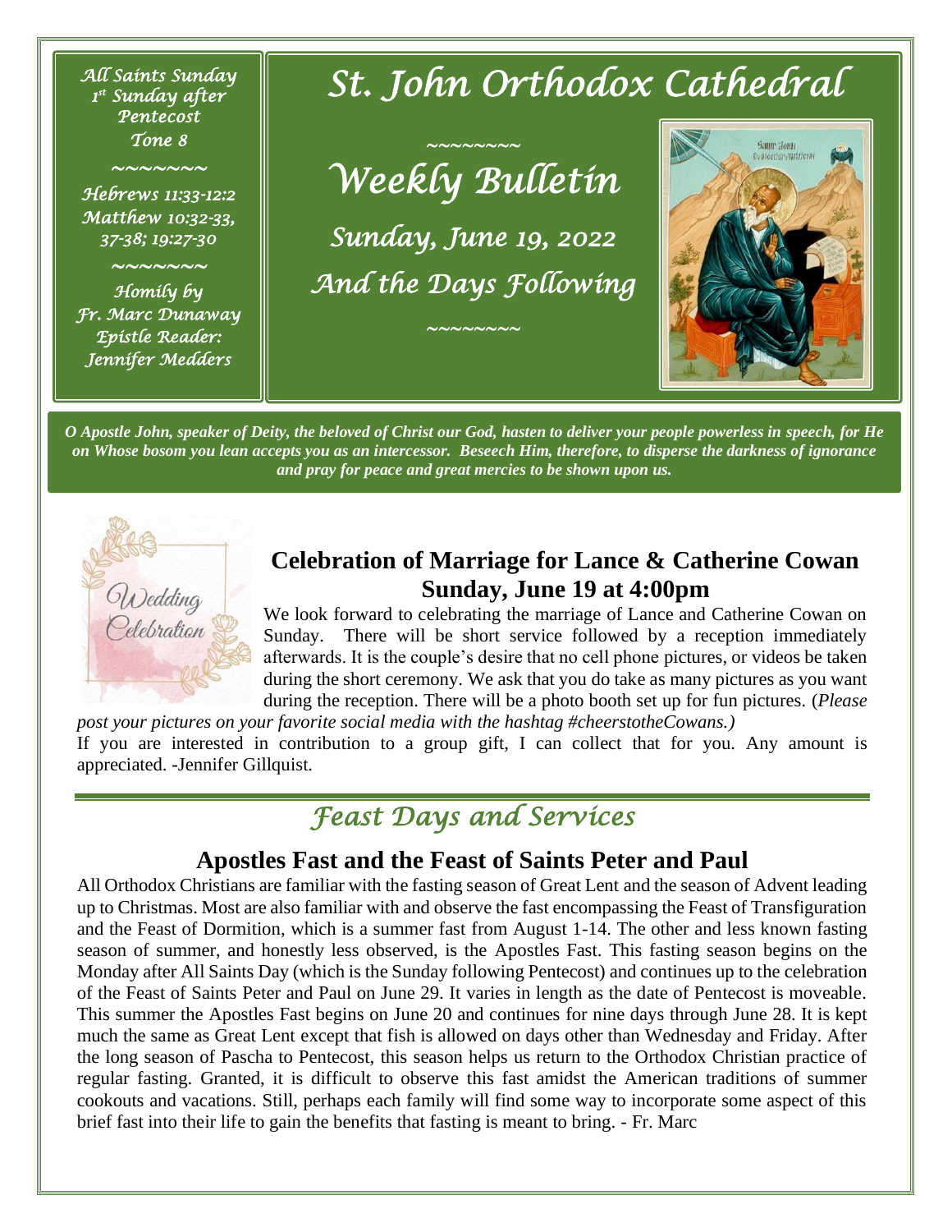*All Saints Sunday*
*1st Sunday after Pentecost*
*Tone 8*

~~~~~~~

*Hebrews 11:33-12:2*
*Matthew 10:32-33, 37-38; 19:27-30*

~~~~~~~

*Homily by Fr. Marc Dunaway*
*Epistle Reader: Jennifer Medders*

# St. John Orthodox Cathedral

~~~~~~~~

## Weekly Bulletin

### Sunday, June 19, 2022
### And the Days Following

~~~~~~~~

***O Apostle John, speaker of Deity, the beloved of Christ our God, hasten to deliver your people powerless in speech, for He on Whose bosom you lean accepts you as an intercessor. Beseech Him, therefore, to disperse the darkness of ignorance and pray for peace and great mercies to be shown upon us.***

## Celebration of Marriage for Lance & Catherine Cowan
## Sunday, June 19 at 4:00pm

We look forward to celebrating the marriage of Lance and Catherine Cowan on Sunday. There will be short service followed by a reception immediately afterwards. It is the couple's desire that no cell phone pictures, or videos be taken during the short ceremony. We ask that you do take as many pictures as you want during the reception. There will be a photo booth set up for fun pictures. (*Please post your pictures on your favorite social media with the hashtag #cheerstotheCowans.)*

If you are interested in contribution to a group gift, I can collect that for you. Any amount is appreciated. -Jennifer Gillquist.

# *Feast Days and Services*

## Apostles Fast and the Feast of Saints Peter and Paul

All Orthodox Christians are familiar with the fasting season of Great Lent and the season of Advent leading up to Christmas. Most are also familiar with and observe the fast encompassing the Feast of Transfiguration and the Feast of Dormition, which is a summer fast from August 1-14. The other and less known fasting season of summer, and honestly less observed, is the Apostles Fast. This fasting season begins on the Monday after All Saints Day (which is the Sunday following Pentecost) and continues up to the celebration of the Feast of Saints Peter and Paul on June 29. It varies in length as the date of Pentecost is moveable. This summer the Apostles Fast begins on June 20 and continues for nine days through June 28. It is kept much the same as Great Lent except that fish is allowed on days other than Wednesday and Friday. After the long season of Pascha to Pentecost, this season helps us return to the Orthodox Christian practice of regular fasting. Granted, it is difficult to observe this fast amidst the American traditions of summer cookouts and vacations. Still, perhaps each family will find some way to incorporate some aspect of this brief fast into their life to gain the benefits that fasting is meant to bring. - Fr. Marc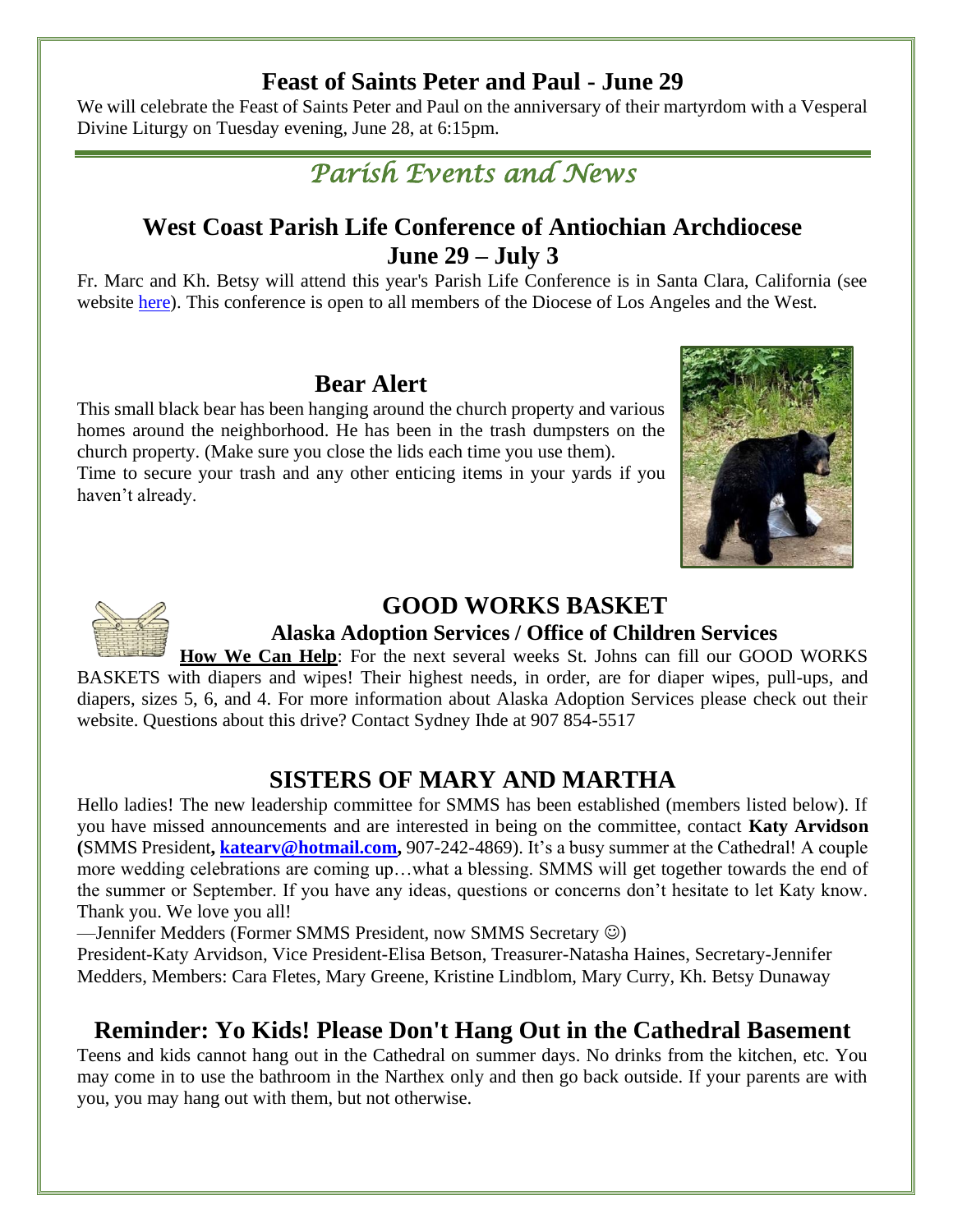## Feast of Saints Peter and Paul - June 29

We will celebrate the Feast of Saints Peter and Paul on the anniversary of their martyrdom with a Vesperal Divine Liturgy on Tuesday evening, June 28, at 6:15pm.

# *Parish Events and News*

## West Coast Parish Life Conference of Antiochian Archdiocese June 29 – July 3

Fr. Marc and Kh. Betsy will attend this year's Parish Life Conference is in Santa Clara, California (see website here). This conference is open to all members of the Diocese of Los Angeles and the West.

## Bear Alert

This small black bear has been hanging around the church property and various homes around the neighborhood. He has been in the trash dumpsters on the church property. (Make sure you close the lids each time you use them).
Time to secure your trash and any other enticing items in your yards if you haven't already.

## GOOD WORKS BASKET

### Alaska Adoption Services / Office of Children Services

**How We Can Help**: For the next several weeks St. Johns can fill our GOOD WORKS BASKETS with diapers and wipes! Their highest needs, in order, are for diaper wipes, pull-ups, and diapers, sizes 5, 6, and 4. For more information about Alaska Adoption Services please check out their website. Questions about this drive? Contact Sydney Ihde at 907 854-5517

## SISTERS OF MARY AND MARTHA

Hello ladies! The new leadership committee for SMMS has been established (members listed below). If you have missed announcements and are interested in being on the committee, contact **Katy Arvidson (**SMMS President**, katearv@hotmail.com,** 907-242-4869). It's a busy summer at the Cathedral! A couple more wedding celebrations are coming up…what a blessing. SMMS will get together towards the end of the summer or September. If you have any ideas, questions or concerns don't hesitate to let Katy know. Thank you. We love you all!

—Jennifer Medders (Former SMMS President, now SMMS Secretary ☺)

President-Katy Arvidson, Vice President-Elisa Betson, Treasurer-Natasha Haines, Secretary-Jennifer Medders, Members: Cara Fletes, Mary Greene, Kristine Lindblom, Mary Curry, Kh. Betsy Dunaway

## Reminder: Yo Kids! Please Don't Hang Out in the Cathedral Basement

Teens and kids cannot hang out in the Cathedral on summer days. No drinks from the kitchen, etc. You may come in to use the bathroom in the Narthex only and then go back outside. If your parents are with you, you may hang out with them, but not otherwise.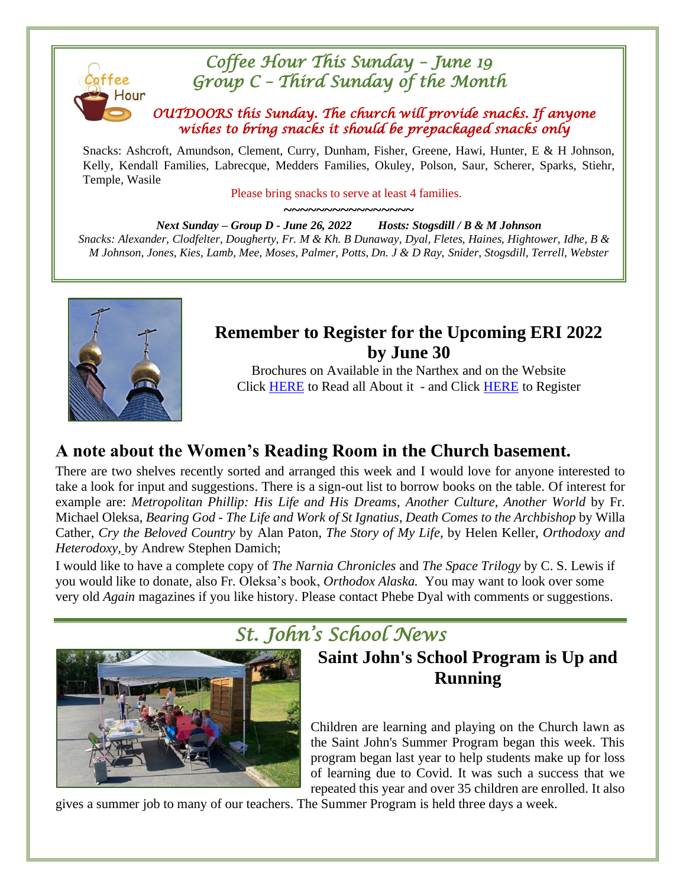## *Coffee Hour This Sunday – June 19*
## *Group C – Third Sunday of the Month*

*OUTDOORS this Sunday. The church will provide snacks. If anyone wishes to bring snacks it should be prepackaged snacks only*

Snacks: Ashcroft, Amundson, Clement, Curry, Dunham, Fisher, Greene, Hawi, Hunter, E & H Johnson, Kelly, Kendall Families, Labrecque, Medders Families, Okuley, Polson, Saur, Scherer, Sparks, Stiehr, Temple, Wasile

Please bring snacks to serve at least 4 families.

~~~~~~~~~~~~~~~~

***Next Sunday – Group D - June 26, 2022   Hosts: Stogsdill / B & M Johnson***

*Snacks: Alexander, Clodfelter, Dougherty, Fr. M & Kh. B Dunaway, Dyal, Fletes, Haines, Hightower, Idhe, B & M Johnson, Jones, Kies, Lamb, Mee, Moses, Palmer, Potts, Dn. J & D Ray, Snider, Stogsdill, Terrell, Webster*

## Remember to Register for the Upcoming ERI 2022 by June 30

Brochures on Available in the Narthex and on the Website
Click HERE to Read all About it - and Click HERE to Register

## A note about the Women's Reading Room in the Church basement.

There are two shelves recently sorted and arranged this week and I would love for anyone interested to take a look for input and suggestions. There is a sign-out list to borrow books on the table. Of interest for example are: *Metropolitan Phillip: His Life and His Dreams*, *Another Culture, Another World* by Fr. Michael Oleksa, *Bearing God - The Life and Work of St Ignatius*, *Death Comes to the Archbishop* by Willa Cather, *Cry the Beloved Country* by Alan Paton, *The Story of My Life,* by Helen Keller, *Orthodoxy and Heterodoxy,* by Andrew Stephen Damich;

I would like to have a complete copy of *The Narnia Chronicles* and *The Space Trilogy* by C. S. Lewis if you would like to donate, also Fr. Oleksa's book, *Orthodox Alaska.* You may want to look over some very old *Again* magazines if you like history. Please contact Phebe Dyal with comments or suggestions.

## *St. John's School News*

### Saint John's School Program is Up and Running

Children are learning and playing on the Church lawn as the Saint John's Summer Program began this week. This program began last year to help students make up for loss of learning due to Covid. It was such a success that we repeated this year and over 35 children are enrolled. It also gives a summer job to many of our teachers. The Summer Program is held three days a week.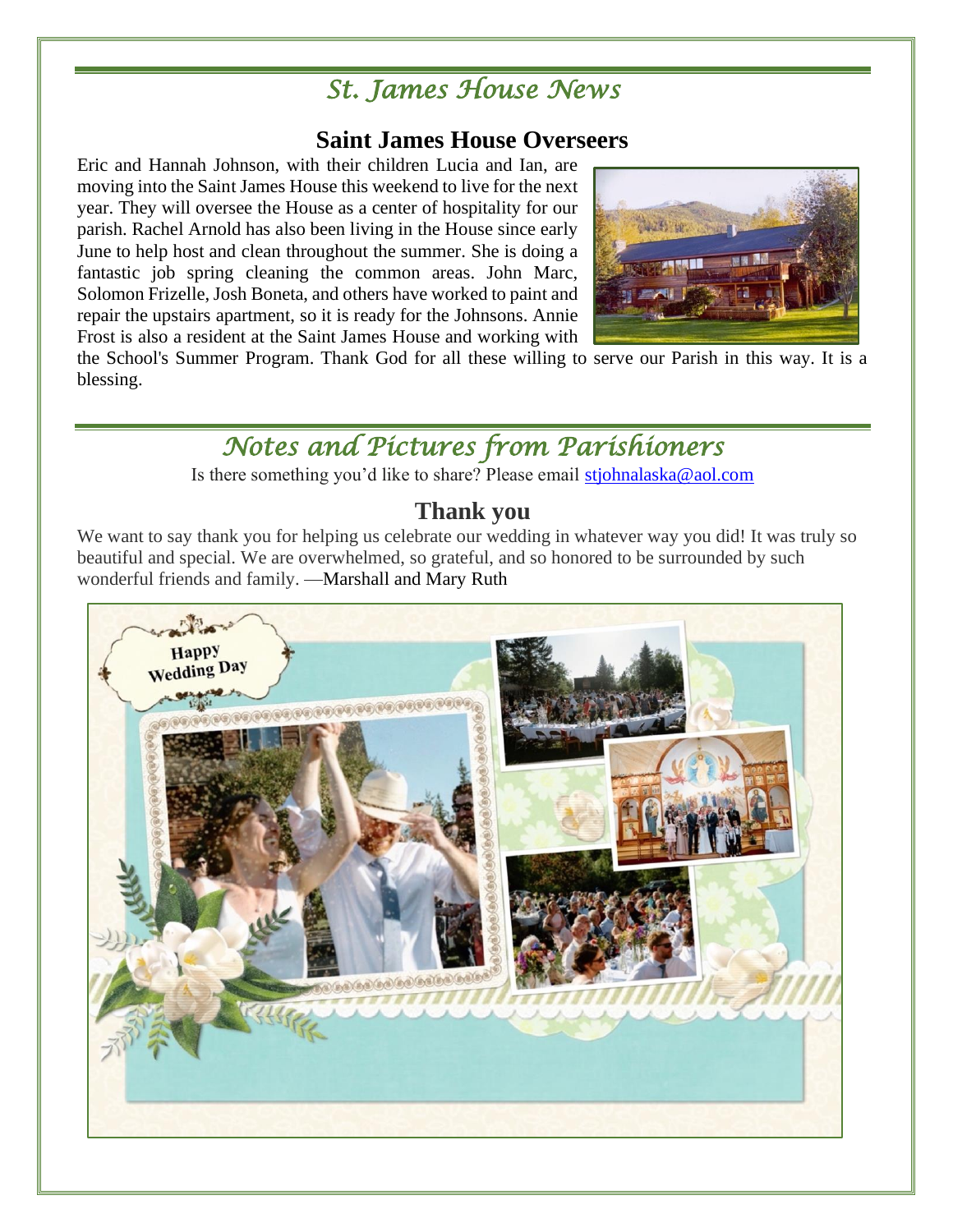# *St. James House News*

## Saint James House Overseers

Eric and Hannah Johnson, with their children Lucia and Ian, are moving into the Saint James House this weekend to live for the next year. They will oversee the House as a center of hospitality for our parish. Rachel Arnold has also been living in the House since early June to help host and clean throughout the summer. She is doing a fantastic job spring cleaning the common areas. John Marc, Solomon Frizelle, Josh Boneta, and others have worked to paint and repair the upstairs apartment, so it is ready for the Johnsons. Annie Frost is also a resident at the Saint James House and working with the School's Summer Program. Thank God for all these willing to serve our Parish in this way. It is a blessing.

# *Notes and Pictures from Parishioners*

Is there something you'd like to share? Please email [stjohnalaska@aol.com](mailto:stjohnalaska@aol.com)

## Thank you

We want to say thank you for helping us celebrate our wedding in whatever way you did! It was truly so beautiful and special. We are overwhelmed, so grateful, and so honored to be surrounded by such wonderful friends and family. —Marshall and Mary Ruth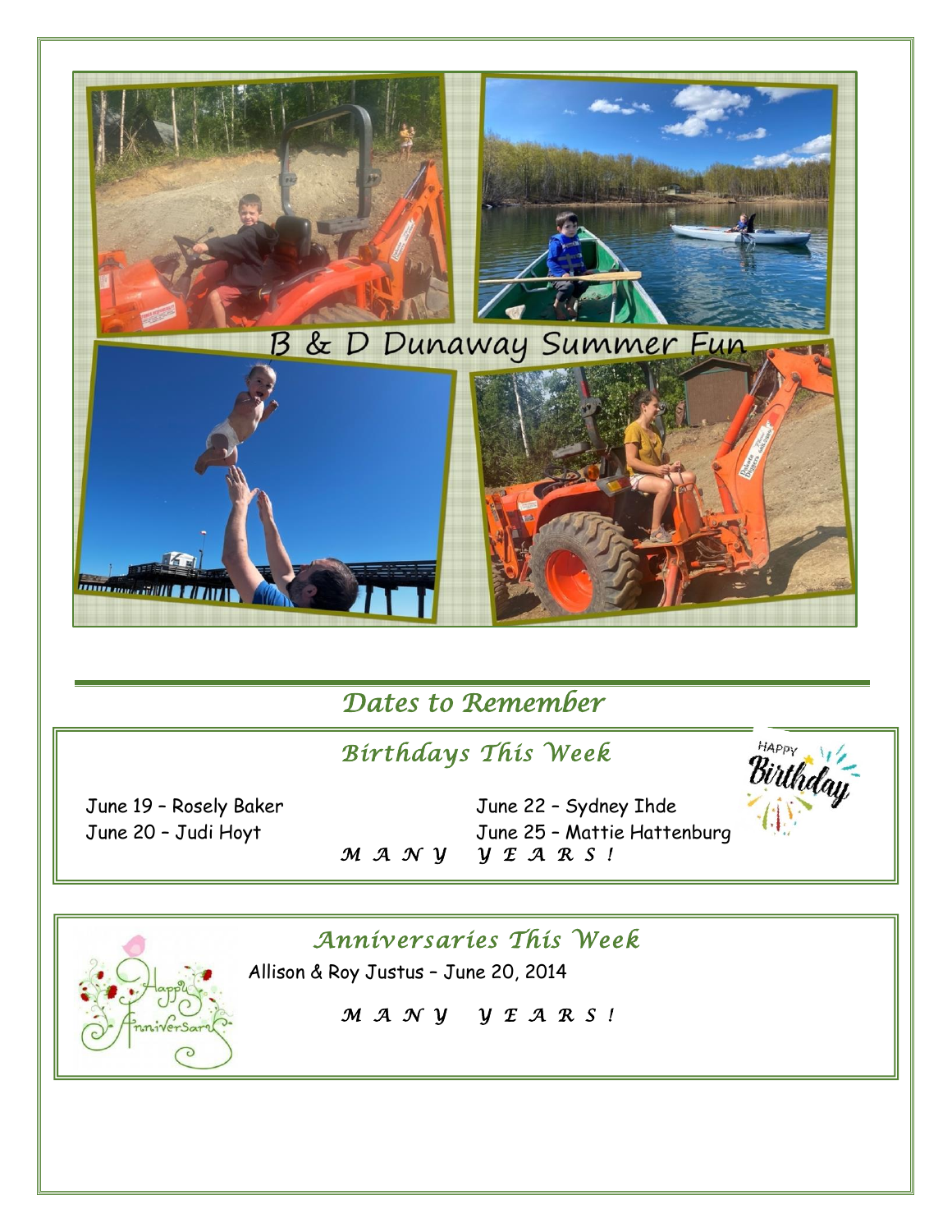B & D Dunaway Summer Fun

## *Dates to Remember*

### *Birthdays This Week*

June 19 – Rosely Baker
June 20 – Judi Hoyt
June 22 – Sydney Ihde
June 25 – Mattie Hattenburg

*M A N Y Y E A R S !*

### *Anniversaries This Week*

Allison & Roy Justus – June 20, 2014

*M A N Y Y E A R S !*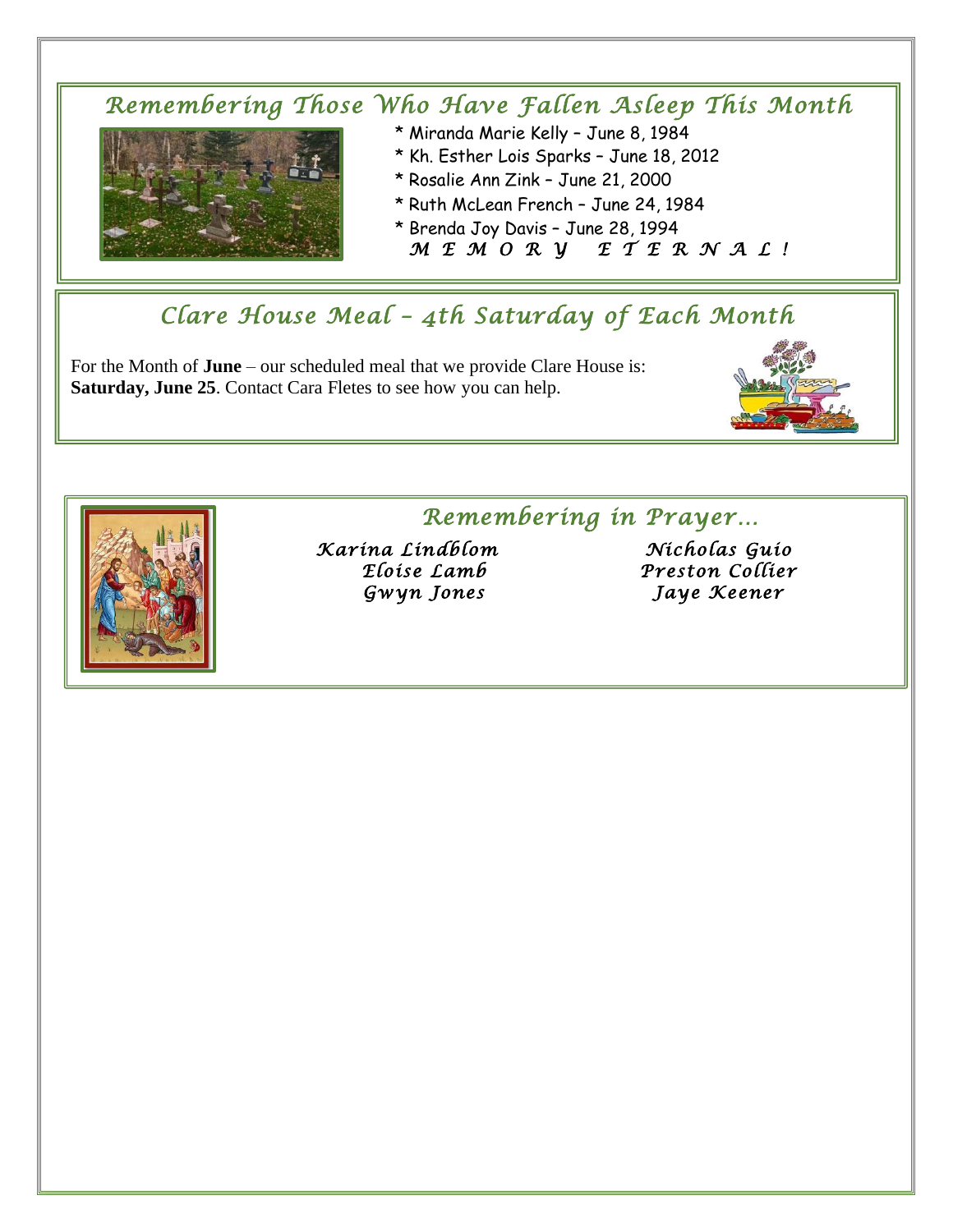## *Remembering Those Who Have Fallen Asleep This Month*

* Miranda Marie Kelly – June 8, 1984
* Kh. Esther Lois Sparks – June 18, 2012
* Rosalie Ann Zink – June 21, 2000
* Ruth McLean French – June 24, 1984
* Brenda Joy Davis – June 28, 1994

*M E M O R Y   E T E R N A L !*

## *Clare House Meal – 4th Saturday of Each Month*

For the Month of **June** – our scheduled meal that we provide Clare House is: **Saturday, June 25**. Contact Cara Fletes to see how you can help.

## *Remembering in Prayer…*

*Karina Lindblom*
*Eloise Lamb*
*Gwyn Jones*
*Nicholas Guio*
*Preston Collier*
*Jaye Keener*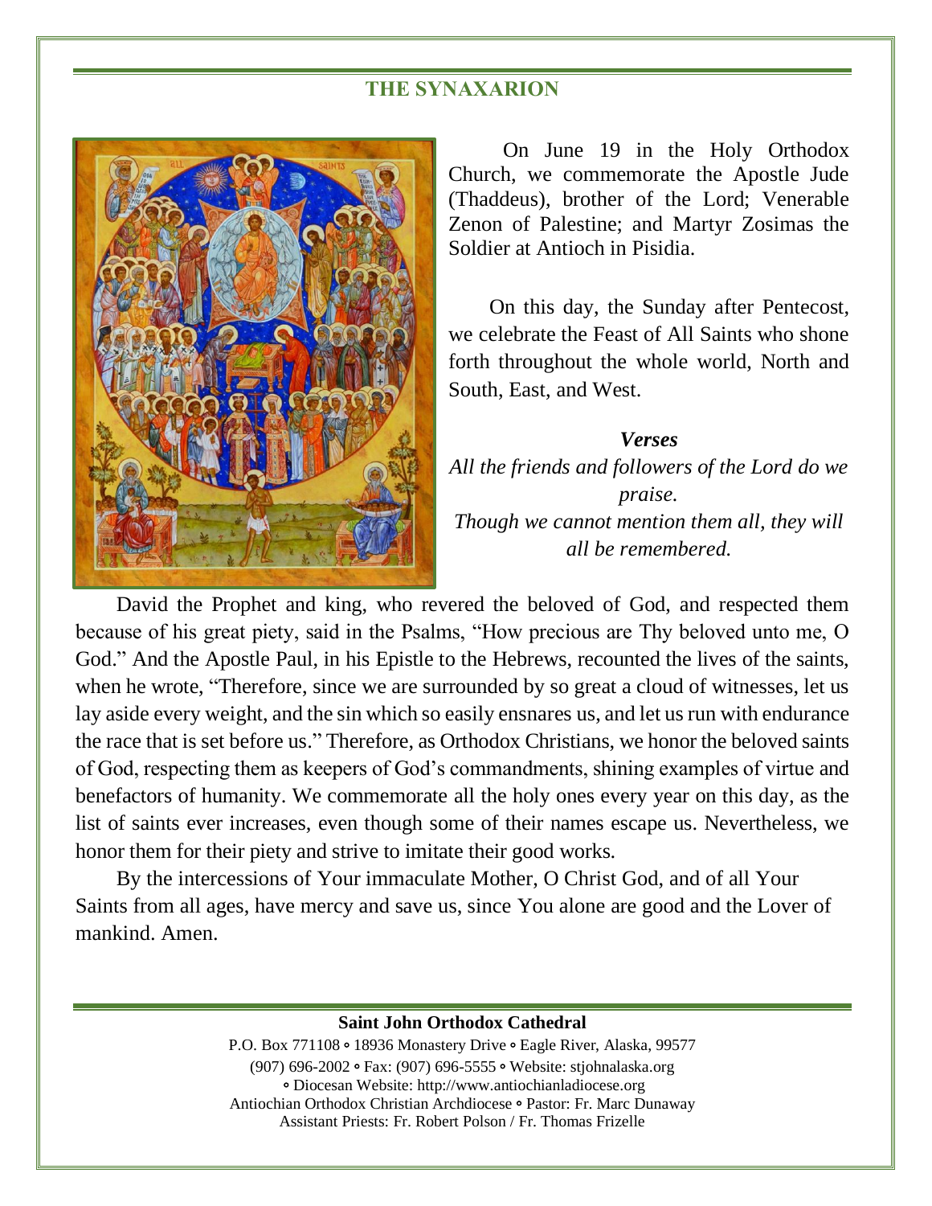## THE SYNAXARION

On June 19 in the Holy Orthodox Church, we commemorate the Apostle Jude (Thaddeus), brother of the Lord; Venerable Zenon of Palestine; and Martyr Zosimas the Soldier at Antioch in Pisidia.

On this day, the Sunday after Pentecost, we celebrate the Feast of All Saints who shone forth throughout the whole world, North and South, East, and West.

***Verses***

*All the friends and followers of the Lord do we praise.*
*Though we cannot mention them all, they will all be remembered.*

David the Prophet and king, who revered the beloved of God, and respected them because of his great piety, said in the Psalms, "How precious are Thy beloved unto me, O God." And the Apostle Paul, in his Epistle to the Hebrews, recounted the lives of the saints, when he wrote, "Therefore, since we are surrounded by so great a cloud of witnesses, let us lay aside every weight, and the sin which so easily ensnares us, and let us run with endurance the race that is set before us." Therefore, as Orthodox Christians, we honor the beloved saints of God, respecting them as keepers of God's commandments, shining examples of virtue and benefactors of humanity. We commemorate all the holy ones every year on this day, as the list of saints ever increases, even though some of their names escape us. Nevertheless, we honor them for their piety and strive to imitate their good works.

By the intercessions of Your immaculate Mother, O Christ God, and of all Your Saints from all ages, have mercy and save us, since You alone are good and the Lover of mankind. Amen.

**Saint John Orthodox Cathedral**

P.O. Box 771108 ∘ 18936 Monastery Drive ∘ Eagle River, Alaska, 99577
(907) 696-2002 ∘ Fax: (907) 696-5555 ∘ Website: stjohnalaska.org
∘ Diocesan Website: http://www.antiochianladiocese.org
Antiochian Orthodox Christian Archdiocese ∘ Pastor: Fr. Marc Dunaway
Assistant Priests: Fr. Robert Polson / Fr. Thomas Frizelle